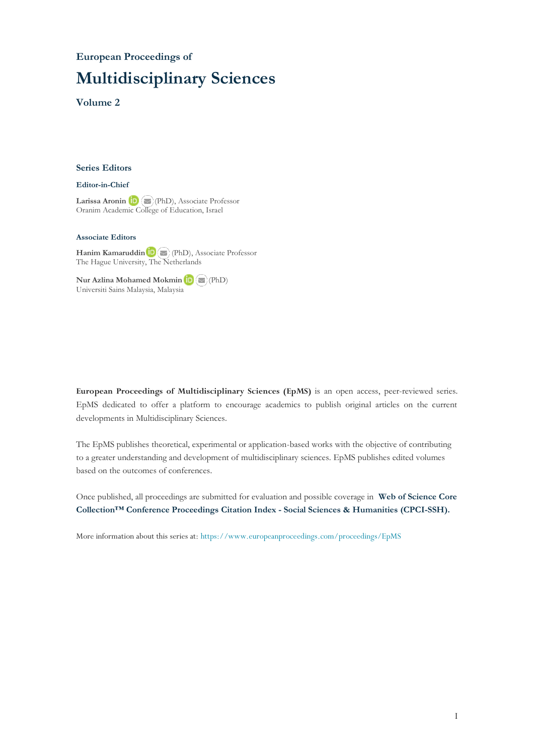European Proceedings of

# Multidisciplinary Sciences

## Volume 2

### Series Editors

#### Editor-in-Chief

**Larissa Aronin** (PhD), Associate Professor
Oranim Academic College of Education, Israel

#### Associate Editors

**Hanim Kamaruddin** (PhD), Associate Professor
The Hague University, The Netherlands

**Nur Azlina Mohamed Mokmin** (PhD)
Universiti Sains Malaysia, Malaysia

**European Proceedings of Multidisciplinary Sciences (EpMS)** is an open access, peer-reviewed series. EpMS dedicated to offer a platform to encourage academics to publish original articles on the current developments in Multidisciplinary Sciences.

The EpMS publishes theoretical, experimental or application-based works with the objective of contributing to a greater understanding and development of multidisciplinary sciences. EpMS publishes edited volumes based on the outcomes of conferences.

Once published, all proceedings are submitted for evaluation and possible coverage in **Web of Science Core Collection™ Conference Proceedings Citation Index - Social Sciences & Humanities (CPCI-SSH).**

More information about this series at: https://www.europeanproceedings.com/proceedings/EpMS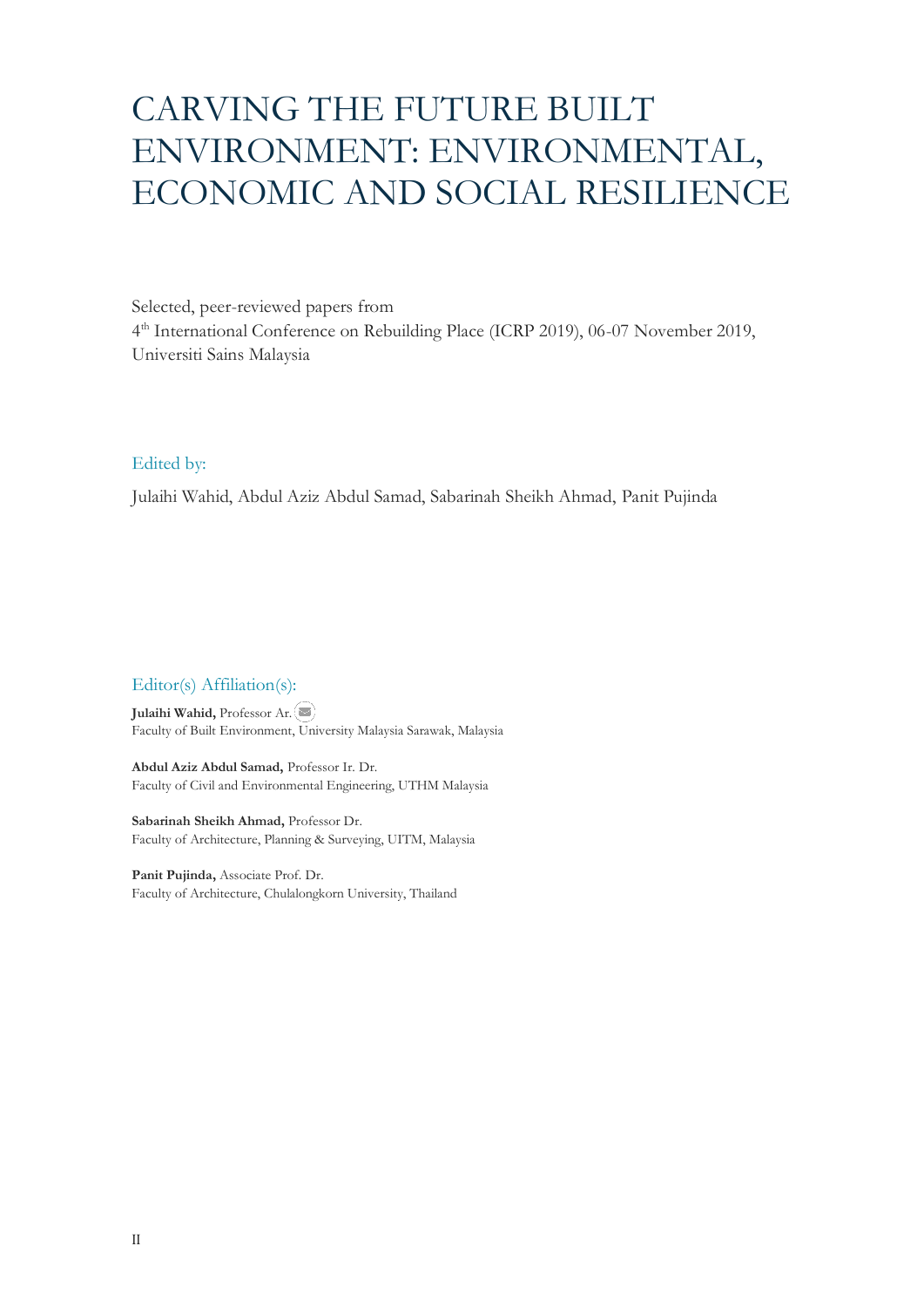# CARVING THE FUTURE BUILT ENVIRONMENT: ENVIRONMENTAL, ECONOMIC AND SOCIAL RESILIENCE

Selected, peer-reviewed papers from
4th International Conference on Rebuilding Place (ICRP 2019), 06-07 November 2019, Universiti Sains Malaysia

Edited by:

Julaihi Wahid, Abdul Aziz Abdul Samad, Sabarinah Sheikh Ahmad, Panit Pujinda

Editor(s) Affiliation(s):

**Julaihi Wahid,** Professor Ar.
Faculty of Built Environment, University Malaysia Sarawak, Malaysia

**Abdul Aziz Abdul Samad,** Professor Ir. Dr.
Faculty of Civil and Environmental Engineering, UTHM Malaysia

**Sabarinah Sheikh Ahmad,** Professor Dr.
Faculty of Architecture, Planning & Surveying, UITM, Malaysia

**Panit Pujinda,** Associate Prof. Dr.
Faculty of Architecture, Chulalongkorn University, Thailand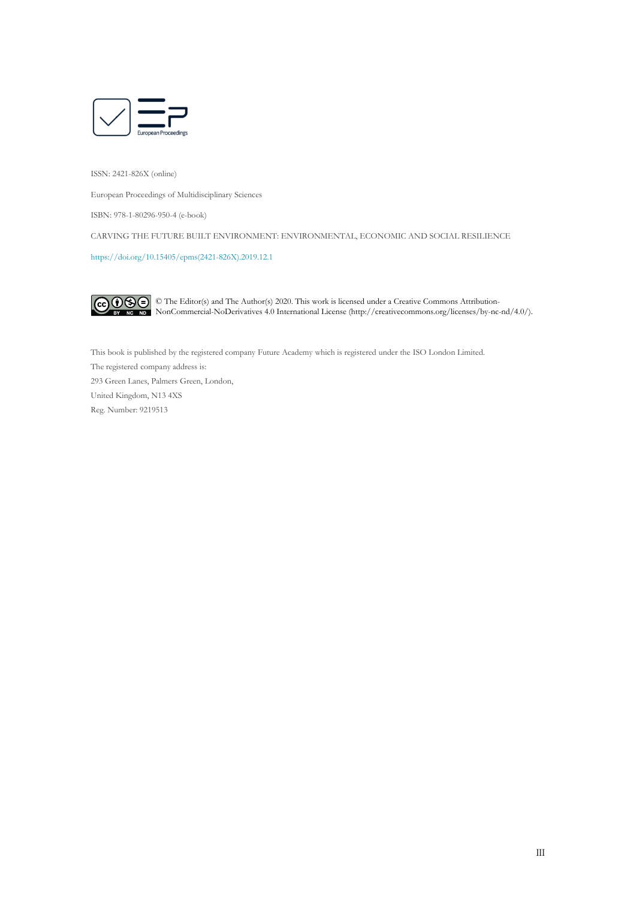European Proceedings

ISSN: 2421-826X (online)

European Proceedings of Multidisciplinary Sciences

ISBN: 978-1-80296-950-4 (e-book)

CARVING THE FUTURE BUILT ENVIRONMENT: ENVIRONMENTAL, ECONOMIC AND SOCIAL RESILIENCE

https://doi.org/10.15405/epms(2421-826X).2019.12.1

© The Editor(s) and The Author(s) 2020. This work is licensed under a Creative Commons Attribution-NonCommercial-NoDerivatives 4.0 International License (http://creativecommons.org/licenses/by-nc-nd/4.0/).

This book is published by the registered company Future Academy which is registered under the ISO London Limited.

The registered company address is:

293 Green Lanes, Palmers Green, London,

United Kingdom, N13 4XS

Reg. Number: 9219513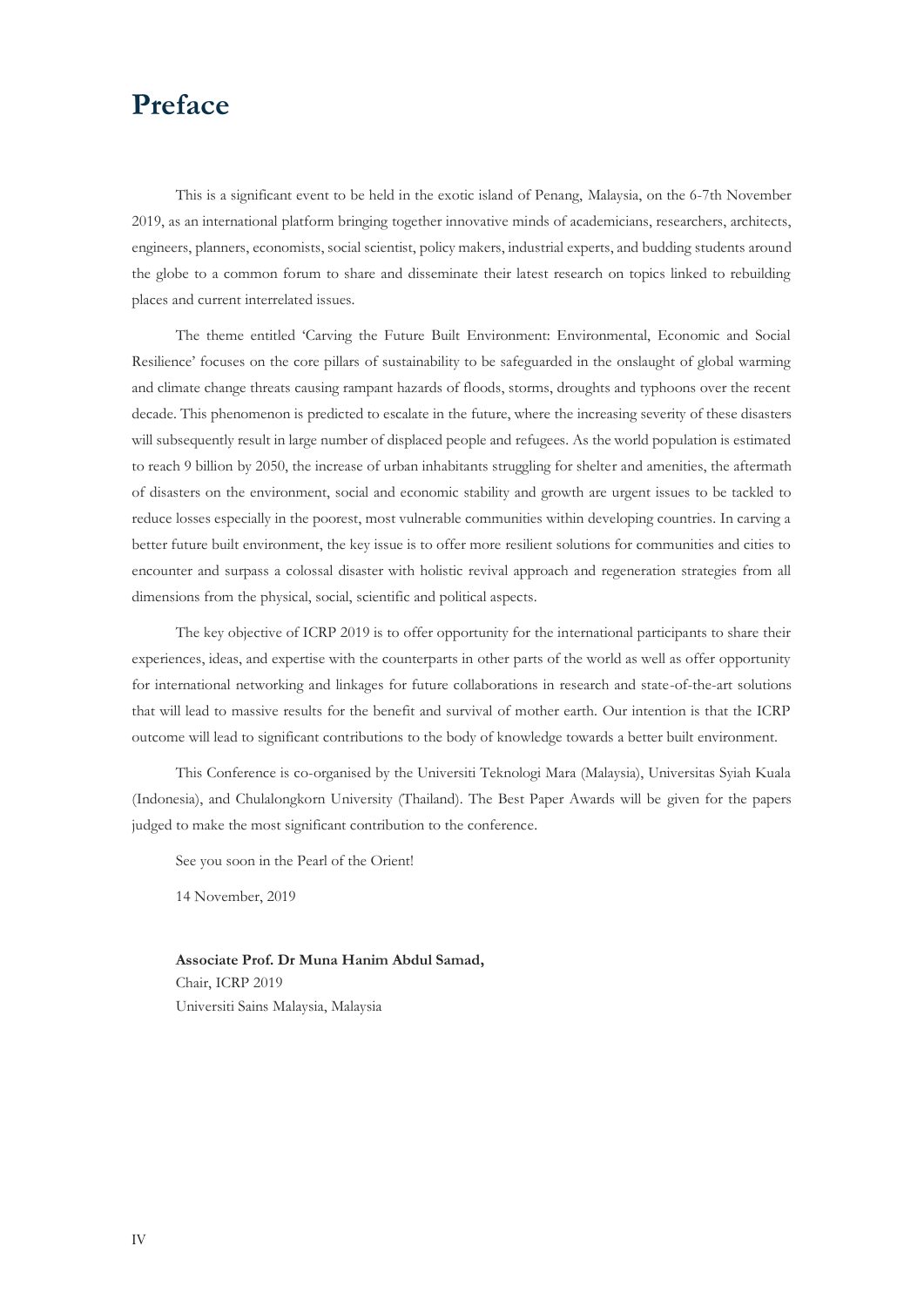# Preface

This is a significant event to be held in the exotic island of Penang, Malaysia, on the 6-7th November 2019, as an international platform bringing together innovative minds of academicians, researchers, architects, engineers, planners, economists, social scientist, policy makers, industrial experts, and budding students around the globe to a common forum to share and disseminate their latest research on topics linked to rebuilding places and current interrelated issues.

The theme entitled 'Carving the Future Built Environment: Environmental, Economic and Social Resilience' focuses on the core pillars of sustainability to be safeguarded in the onslaught of global warming and climate change threats causing rampant hazards of floods, storms, droughts and typhoons over the recent decade. This phenomenon is predicted to escalate in the future, where the increasing severity of these disasters will subsequently result in large number of displaced people and refugees. As the world population is estimated to reach 9 billion by 2050, the increase of urban inhabitants struggling for shelter and amenities, the aftermath of disasters on the environment, social and economic stability and growth are urgent issues to be tackled to reduce losses especially in the poorest, most vulnerable communities within developing countries. In carving a better future built environment, the key issue is to offer more resilient solutions for communities and cities to encounter and surpass a colossal disaster with holistic revival approach and regeneration strategies from all dimensions from the physical, social, scientific and political aspects.

The key objective of ICRP 2019 is to offer opportunity for the international participants to share their experiences, ideas, and expertise with the counterparts in other parts of the world as well as offer opportunity for international networking and linkages for future collaborations in research and state-of-the-art solutions that will lead to massive results for the benefit and survival of mother earth. Our intention is that the ICRP outcome will lead to significant contributions to the body of knowledge towards a better built environment.

This Conference is co-organised by the Universiti Teknologi Mara (Malaysia), Universitas Syiah Kuala (Indonesia), and Chulalongkorn University (Thailand). The Best Paper Awards will be given for the papers judged to make the most significant contribution to the conference.

See you soon in the Pearl of the Orient!

14 November, 2019

**Associate Prof. Dr Muna Hanim Abdul Samad,**
Chair, ICRP 2019
Universiti Sains Malaysia, Malaysia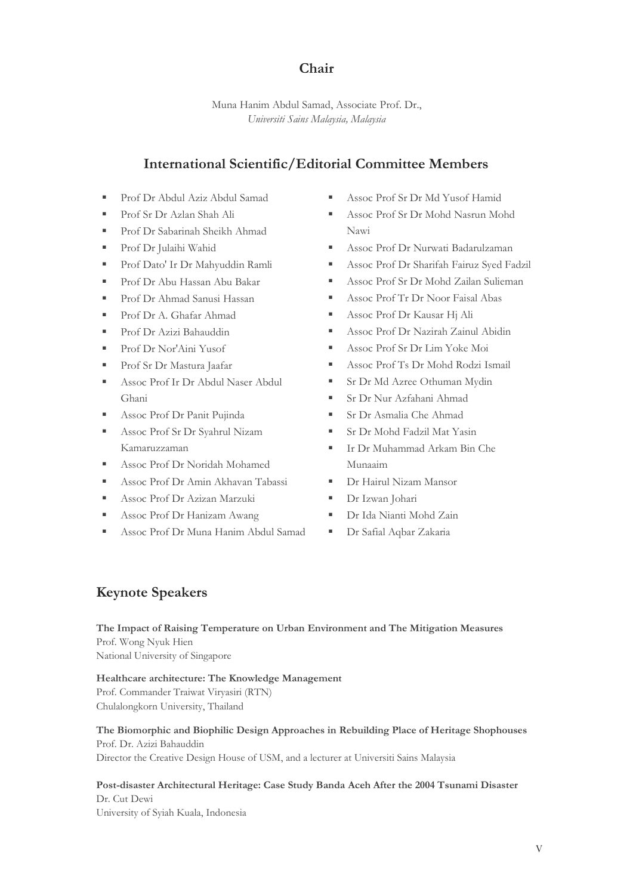## Chair

Muna Hanim Abdul Samad, Associate Prof. Dr.,
*Universiti Sains Malaysia, Malaysia*

## International Scientific/Editorial Committee Members

- Prof Dr Abdul Aziz Abdul Samad
- Prof Sr Dr Azlan Shah Ali
- Prof Dr Sabarinah Sheikh Ahmad
- Prof Dr Julaihi Wahid
- Prof Dato' Ir Dr Mahyuddin Ramli
- Prof Dr Abu Hassan Abu Bakar
- Prof Dr Ahmad Sanusi Hassan
- Prof Dr A. Ghafar Ahmad
- Prof Dr Azizi Bahauddin
- Prof Dr Nor'Aini Yusof
- Prof Sr Dr Mastura Jaafar
- Assoc Prof Ir Dr Abdul Naser Abdul Ghani
- Assoc Prof Dr Panit Pujinda
- Assoc Prof Sr Dr Syahrul Nizam Kamaruzzaman
- Assoc Prof Dr Noridah Mohamed
- Assoc Prof Dr Amin Akhavan Tabassi
- Assoc Prof Dr Azizan Marzuki
- Assoc Prof Dr Hanizam Awang
- Assoc Prof Dr Muna Hanim Abdul Samad
- Assoc Prof Sr Dr Md Yusof Hamid
- Assoc Prof Sr Dr Mohd Nasrun Mohd Nawi
- Assoc Prof Dr Nurwati Badarulzaman
- Assoc Prof Dr Sharifah Fairuz Syed Fadzil
- Assoc Prof Sr Dr Mohd Zailan Sulieman
- Assoc Prof Tr Dr Noor Faisal Abas
- Assoc Prof Dr Kausar Hj Ali
- Assoc Prof Dr Nazirah Zainul Abidin
- Assoc Prof Sr Dr Lim Yoke Moi
- Assoc Prof Ts Dr Mohd Rodzi Ismail
- Sr Dr Md Azree Othuman Mydin
- Sr Dr Nur Azfahani Ahmad
- Sr Dr Asmalia Che Ahmad
- Sr Dr Mohd Fadzil Mat Yasin
- Ir Dr Muhammad Arkam Bin Che Munaaim
- Dr Hairul Nizam Mansor
- Dr Izwan Johari
- Dr Ida Nianti Mohd Zain
- Dr Safial Aqbar Zakaria

## Keynote Speakers

**The Impact of Raising Temperature on Urban Environment and The Mitigation Measures**
Prof. Wong Nyuk Hien
National University of Singapore

**Healthcare architecture: The Knowledge Management**
Prof. Commander Traiwat Viryasiri (RTN)
Chulalongkorn University, Thailand

**The Biomorphic and Biophilic Design Approaches in Rebuilding Place of Heritage Shophouses**
Prof. Dr. Azizi Bahauddin
Director the Creative Design House of USM, and a lecturer at Universiti Sains Malaysia

**Post-disaster Architectural Heritage: Case Study Banda Aceh After the 2004 Tsunami Disaster**
Dr. Cut Dewi
University of Syiah Kuala, Indonesia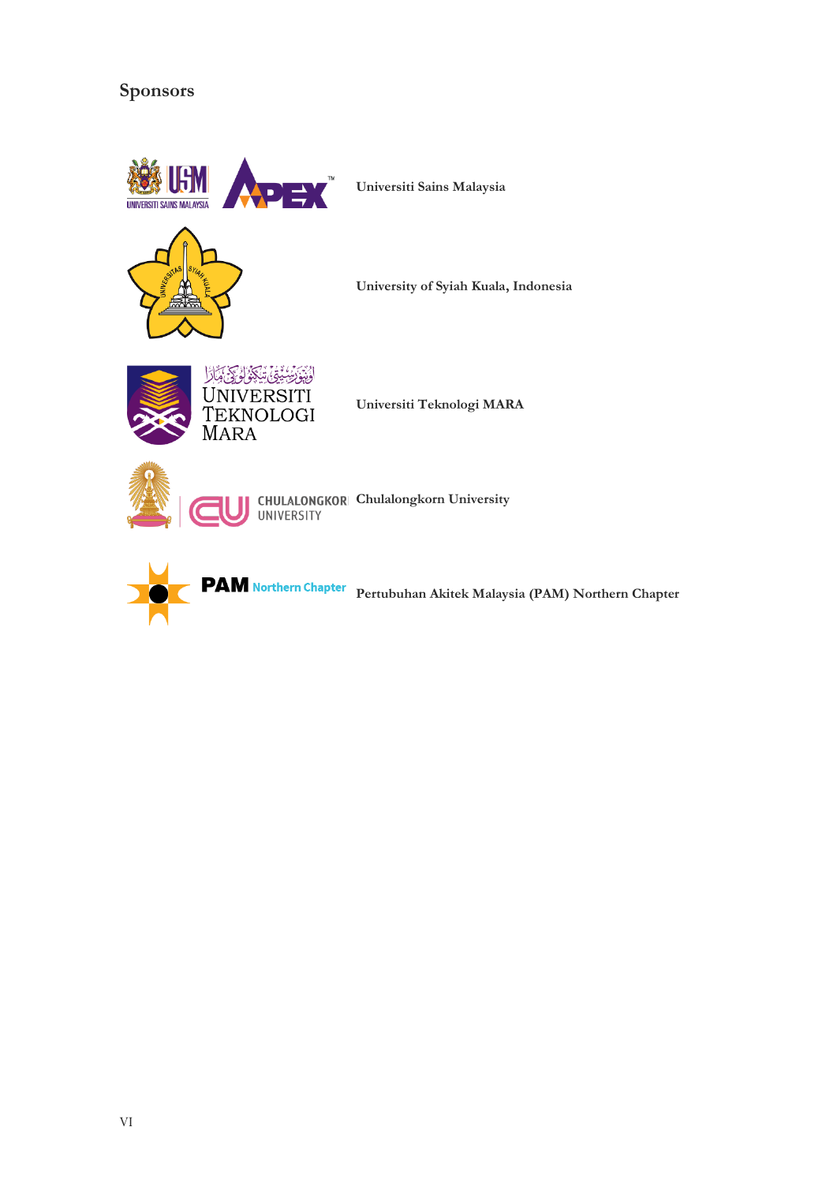# Sponsors

**Universiti Sains Malaysia**

**University of Syiah Kuala, Indonesia**

**Universiti Teknologi MARA**

**Chulalongkorn University**

**Pertubuhan Akitek Malaysia (PAM) Northern Chapter**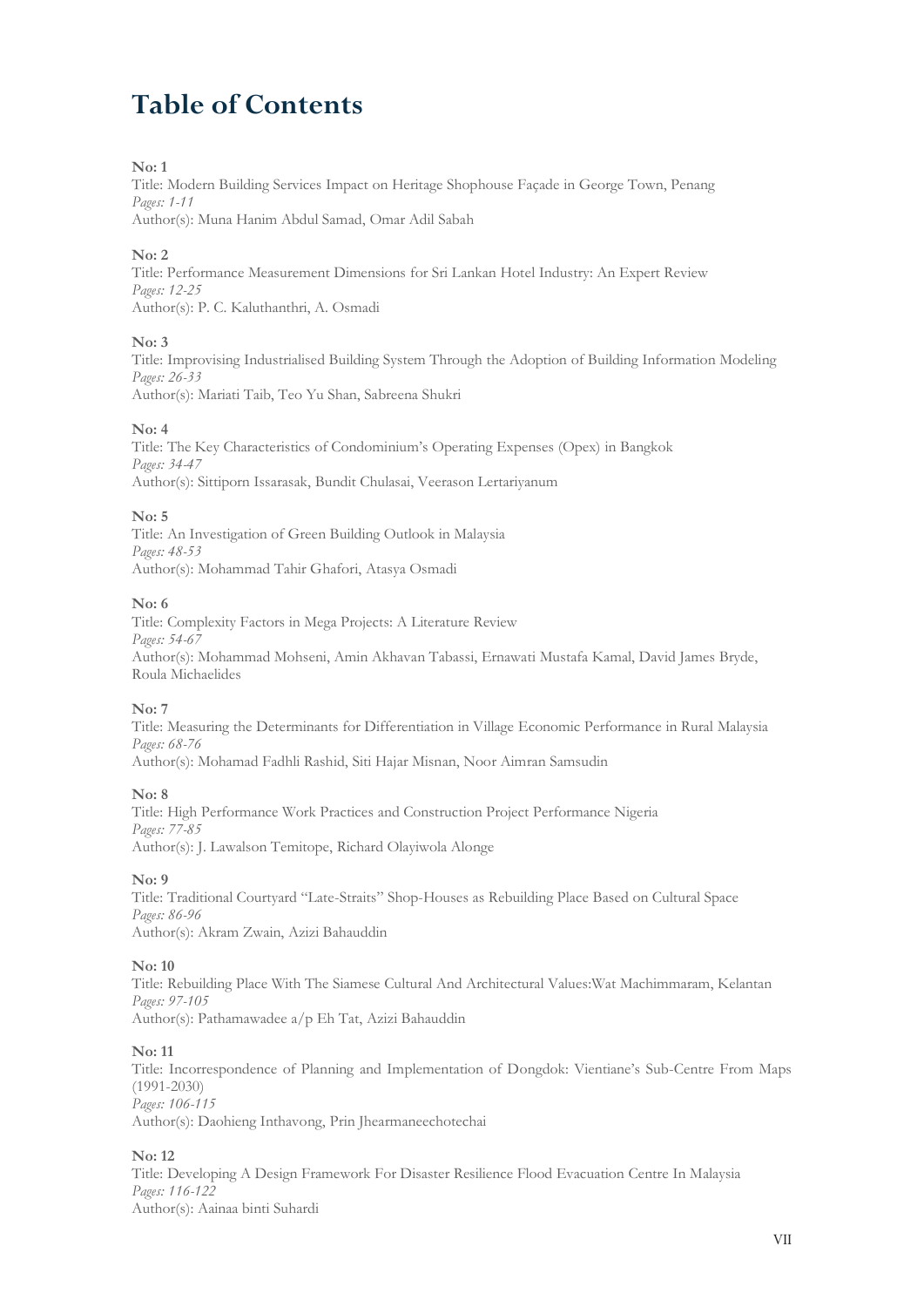# Table of Contents

**No: 1**
Title: Modern Building Services Impact on Heritage Shophouse Façade in George Town, Penang
*Pages: 1-11*
Author(s): Muna Hanim Abdul Samad, Omar Adil Sabah

**No: 2**
Title: Performance Measurement Dimensions for Sri Lankan Hotel Industry: An Expert Review
*Pages: 12-25*
Author(s): P. C. Kaluthanthri, A. Osmadi

**No: 3**
Title: Improvising Industrialised Building System Through the Adoption of Building Information Modeling
*Pages: 26-33*
Author(s): Mariati Taib, Teo Yu Shan, Sabreena Shukri

**No: 4**
Title: The Key Characteristics of Condominium's Operating Expenses (Opex) in Bangkok
*Pages: 34-47*
Author(s): Sittiporn Issarasak, Bundit Chulasai, Veerason Lertariyanum

**No: 5**
Title: An Investigation of Green Building Outlook in Malaysia
*Pages: 48-53*
Author(s): Mohammad Tahir Ghafori, Atasya Osmadi

**No: 6**
Title: Complexity Factors in Mega Projects: A Literature Review
*Pages: 54-67*
Author(s): Mohammad Mohseni, Amin Akhavan Tabassi, Ernawati Mustafa Kamal, David James Bryde, Roula Michaelides

**No: 7**
Title: Measuring the Determinants for Differentiation in Village Economic Performance in Rural Malaysia
*Pages: 68-76*
Author(s): Mohamad Fadhli Rashid, Siti Hajar Misnan, Noor Aimran Samsudin

**No: 8**
Title: High Performance Work Practices and Construction Project Performance Nigeria
*Pages: 77-85*
Author(s): J. Lawalson Temitope, Richard Olayiwola Alonge

**No: 9**
Title: Traditional Courtyard "Late-Straits" Shop-Houses as Rebuilding Place Based on Cultural Space
*Pages: 86-96*
Author(s): Akram Zwain, Azizi Bahauddin

**No: 10**
Title: Rebuilding Place With The Siamese Cultural And Architectural Values:Wat Machimmaram, Kelantan
*Pages: 97-105*
Author(s): Pathamawadee a/p Eh Tat, Azizi Bahauddin

**No: 11**
Title: Incorrespondence of Planning and Implementation of Dongdok: Vientiane's Sub-Centre From Maps (1991-2030)
*Pages: 106-115*
Author(s): Daohieng Inthavong, Prin Jhearmaneechotechai

**No: 12**
Title: Developing A Design Framework For Disaster Resilience Flood Evacuation Centre In Malaysia
*Pages: 116-122*
Author(s): Aainaa binti Suhardi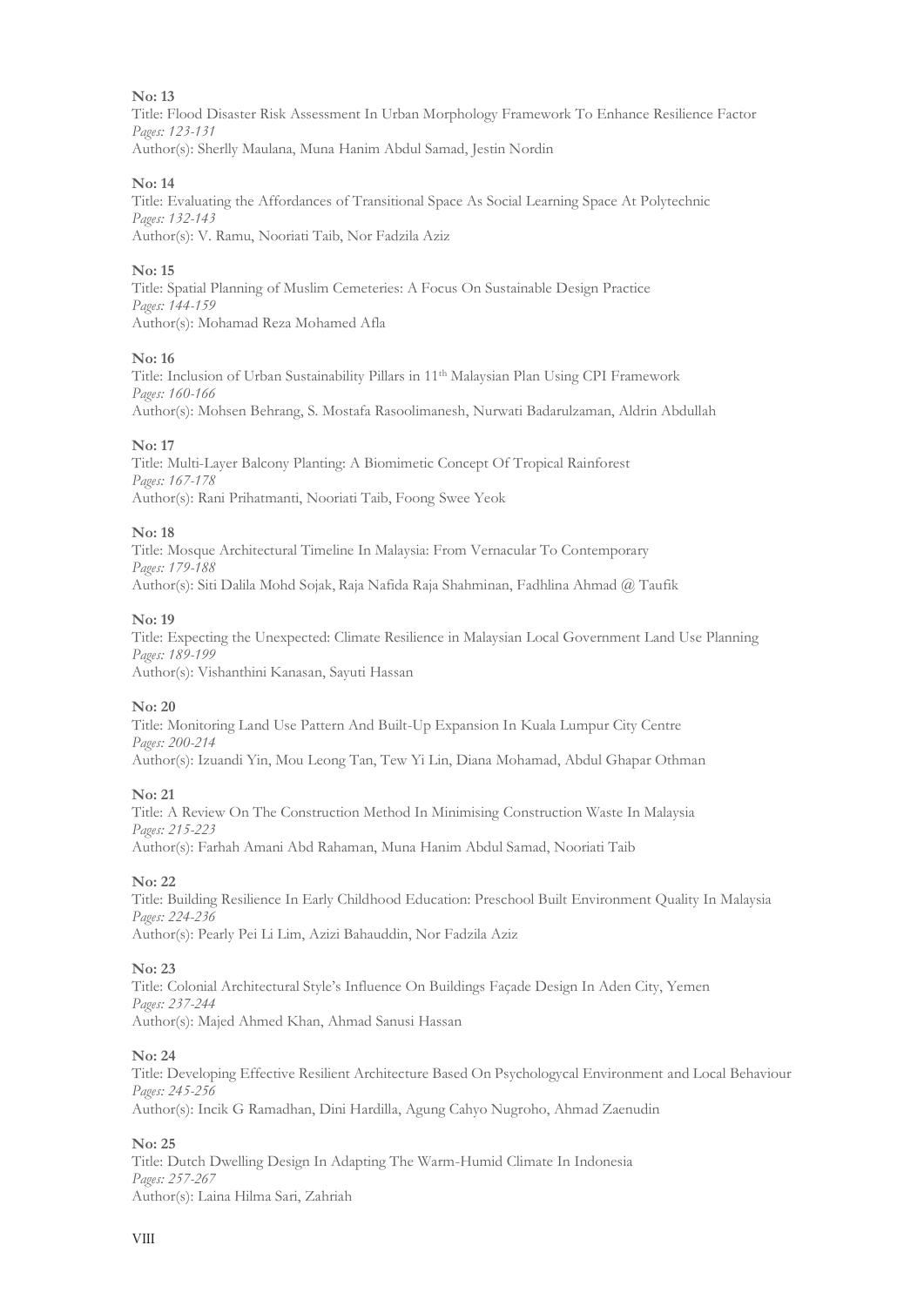**No: 13**
Title: Flood Disaster Risk Assessment In Urban Morphology Framework To Enhance Resilience Factor
*Pages: 123-131*
Author(s): Sherlly Maulana, Muna Hanim Abdul Samad, Jestin Nordin

**No: 14**
Title: Evaluating the Affordances of Transitional Space As Social Learning Space At Polytechnic
*Pages: 132-143*
Author(s): V. Ramu, Nooriati Taib, Nor Fadzila Aziz

**No: 15**
Title: Spatial Planning of Muslim Cemeteries: A Focus On Sustainable Design Practice
*Pages: 144-159*
Author(s): Mohamad Reza Mohamed Afla

**No: 16**
Title: Inclusion of Urban Sustainability Pillars in 11th Malaysian Plan Using CPI Framework
*Pages: 160-166*
Author(s): Mohsen Behrang, S. Mostafa Rasoolimanesh, Nurwati Badarulzaman, Aldrin Abdullah

**No: 17**
Title: Multi-Layer Balcony Planting: A Biomimetic Concept Of Tropical Rainforest
*Pages: 167-178*
Author(s): Rani Prihatmanti, Nooriati Taib, Foong Swee Yeok

**No: 18**
Title: Mosque Architectural Timeline In Malaysia: From Vernacular To Contemporary
*Pages: 179-188*
Author(s): Siti Dalila Mohd Sojak, Raja Nafida Raja Shahminan, Fadhlina Ahmad @ Taufik

**No: 19**
Title: Expecting the Unexpected: Climate Resilience in Malaysian Local Government Land Use Planning
*Pages: 189-199*
Author(s): Vishanthini Kanasan, Sayuti Hassan

**No: 20**
Title: Monitoring Land Use Pattern And Built-Up Expansion In Kuala Lumpur City Centre
*Pages: 200-214*
Author(s): Izuandi Yin, Mou Leong Tan, Tew Yi Lin, Diana Mohamad, Abdul Ghapar Othman

**No: 21**
Title: A Review On The Construction Method In Minimising Construction Waste In Malaysia
*Pages: 215-223*
Author(s): Farhah Amani Abd Rahaman, Muna Hanim Abdul Samad, Nooriati Taib

**No: 22**
Title: Building Resilience In Early Childhood Education: Preschool Built Environment Quality In Malaysia
*Pages: 224-236*
Author(s): Pearly Pei Li Lim, Azizi Bahauddin, Nor Fadzila Aziz

**No: 23**
Title: Colonial Architectural Style's Influence On Buildings Façade Design In Aden City, Yemen
*Pages: 237-244*
Author(s): Majed Ahmed Khan, Ahmad Sanusi Hassan

**No: 24**
Title: Developing Effective Resilient Architecture Based On Psychologycal Environment and Local Behaviour
*Pages: 245-256*
Author(s): Incik G Ramadhan, Dini Hardilla, Agung Cahyo Nugroho, Ahmad Zaenudin

**No: 25**
Title: Dutch Dwelling Design In Adapting The Warm-Humid Climate In Indonesia
*Pages: 257-267*
Author(s): Laina Hilma Sari, Zahriah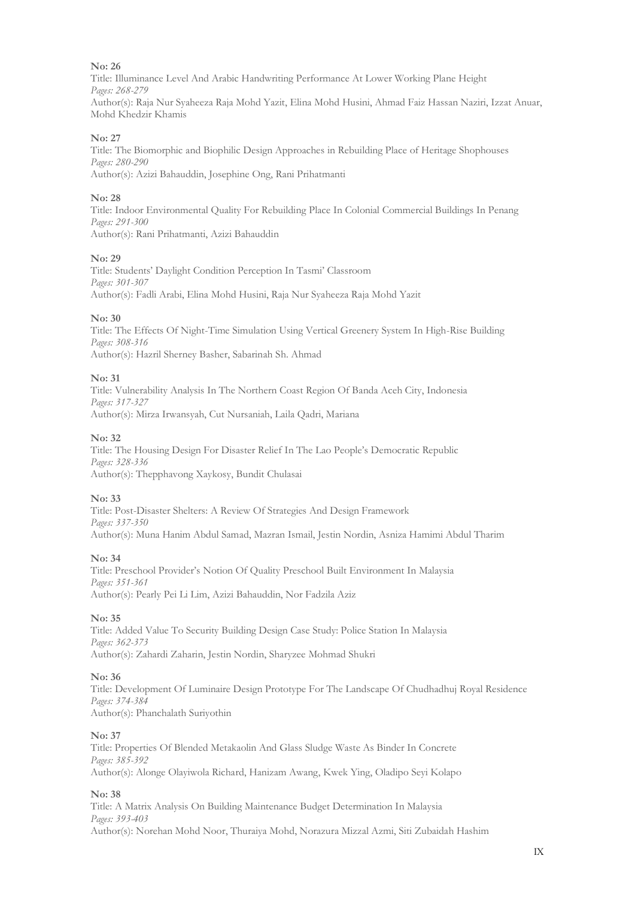**No: 26**

Title: Illuminance Level And Arabic Handwriting Performance At Lower Working Plane Height

*Pages: 268-279*

Author(s): Raja Nur Syaheeza Raja Mohd Yazit, Elina Mohd Husini, Ahmad Faiz Hassan Naziri, Izzat Anuar, Mohd Khedzir Khamis

**No: 27**

Title: The Biomorphic and Biophilic Design Approaches in Rebuilding Place of Heritage Shophouses

*Pages: 280-290*

Author(s): Azizi Bahauddin, Josephine Ong, Rani Prihatmanti

**No: 28**

Title: Indoor Environmental Quality For Rebuilding Place In Colonial Commercial Buildings In Penang

*Pages: 291-300*

Author(s): Rani Prihatmanti, Azizi Bahauddin

**No: 29**

Title: Students' Daylight Condition Perception In Tasmi' Classroom

*Pages: 301-307*

Author(s): Fadli Arabi, Elina Mohd Husini, Raja Nur Syaheeza Raja Mohd Yazit

**No: 30**

Title: The Effects Of Night-Time Simulation Using Vertical Greenery System In High-Rise Building

*Pages: 308-316*

Author(s): Hazril Sherney Basher, Sabarinah Sh. Ahmad

**No: 31**

Title: Vulnerability Analysis In The Northern Coast Region Of Banda Aceh City, Indonesia

*Pages: 317-327*

Author(s): Mirza Irwansyah, Cut Nursaniah, Laila Qadri, Mariana

**No: 32**

Title: The Housing Design For Disaster Relief In The Lao People's Democratic Republic

*Pages: 328-336*

Author(s): Thepphavong Xaykosy, Bundit Chulasai

**No: 33**

Title: Post-Disaster Shelters: A Review Of Strategies And Design Framework

*Pages: 337-350*

Author(s): Muna Hanim Abdul Samad, Mazran Ismail, Jestin Nordin, Asniza Hamimi Abdul Tharim

**No: 34**

Title: Preschool Provider's Notion Of Quality Preschool Built Environment In Malaysia

*Pages: 351-361*

Author(s): Pearly Pei Li Lim, Azizi Bahauddin, Nor Fadzila Aziz

**No: 35**

Title: Added Value To Security Building Design Case Study: Police Station In Malaysia

*Pages: 362-373*

Author(s): Zahardi Zaharin, Jestin Nordin, Sharyzee Mohmad Shukri

**No: 36**

Title: Development Of Luminaire Design Prototype For The Landscape Of Chudhadhuj Royal Residence

*Pages: 374-384*

Author(s): Phanchalath Suriyothin

**No: 37**

Title: Properties Of Blended Metakaolin And Glass Sludge Waste As Binder In Concrete

*Pages: 385-392*

Author(s): Alonge Olayiwola Richard, Hanizam Awang, Kwek Ying, Oladipo Seyi Kolapo

**No: 38**

Title: A Matrix Analysis On Building Maintenance Budget Determination In Malaysia

*Pages: 393-403*

Author(s): Norehan Mohd Noor, Thuraiya Mohd, Norazura Mizzal Azmi, Siti Zubaidah Hashim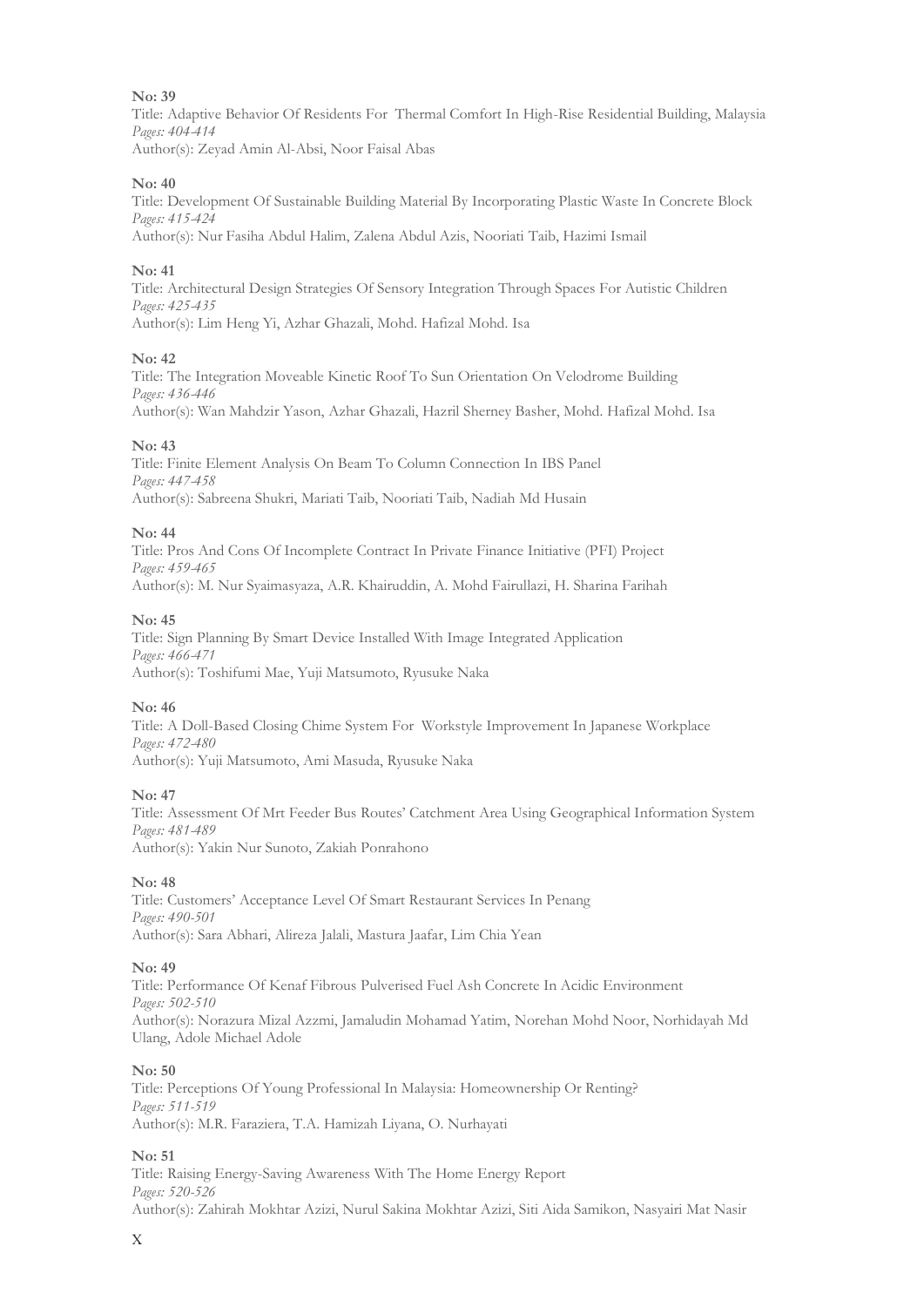**No: 39**
Title: Adaptive Behavior Of Residents For Thermal Comfort In High-Rise Residential Building, Malaysia
*Pages: 404-414*
Author(s): Zeyad Amin Al-Absi, Noor Faisal Abas

**No: 40**
Title: Development Of Sustainable Building Material By Incorporating Plastic Waste In Concrete Block
*Pages: 415-424*
Author(s): Nur Fasiha Abdul Halim, Zalena Abdul Azis, Nooriati Taib, Hazimi Ismail

**No: 41**
Title: Architectural Design Strategies Of Sensory Integration Through Spaces For Autistic Children
*Pages: 425-435*
Author(s): Lim Heng Yi, Azhar Ghazali, Mohd. Hafizal Mohd. Isa

**No: 42**
Title: The Integration Moveable Kinetic Roof To Sun Orientation On Velodrome Building
*Pages: 436-446*
Author(s): Wan Mahdzir Yason, Azhar Ghazali, Hazril Sherney Basher, Mohd. Hafizal Mohd. Isa

**No: 43**
Title: Finite Element Analysis On Beam To Column Connection In IBS Panel
*Pages: 447-458*
Author(s): Sabreena Shukri, Mariati Taib, Nooriati Taib, Nadiah Md Husain

**No: 44**
Title: Pros And Cons Of Incomplete Contract In Private Finance Initiative (PFI) Project
*Pages: 459-465*
Author(s): M. Nur Syaimasyaza, A.R. Khairuddin, A. Mohd Fairullazi, H. Sharina Farihah

**No: 45**
Title: Sign Planning By Smart Device Installed With Image Integrated Application
*Pages: 466-471*
Author(s): Toshifumi Mae, Yuji Matsumoto, Ryusuke Naka

**No: 46**
Title: A Doll-Based Closing Chime System For Workstyle Improvement In Japanese Workplace
*Pages: 472-480*
Author(s): Yuji Matsumoto, Ami Masuda, Ryusuke Naka

**No: 47**
Title: Assessment Of Mrt Feeder Bus Routes' Catchment Area Using Geographical Information System
*Pages: 481-489*
Author(s): Yakin Nur Sunoto, Zakiah Ponrahono

**No: 48**
Title: Customers' Acceptance Level Of Smart Restaurant Services In Penang
*Pages: 490-501*
Author(s): Sara Abhari, Alireza Jalali, Mastura Jaafar, Lim Chia Yean

**No: 49**
Title: Performance Of Kenaf Fibrous Pulverised Fuel Ash Concrete In Acidic Environment
*Pages: 502-510*
Author(s): Norazura Mizal Azzmi, Jamaludin Mohamad Yatim, Norehan Mohd Noor, Norhidayah Md Ulang, Adole Michael Adole

**No: 50**
Title: Perceptions Of Young Professional In Malaysia: Homeownership Or Renting?
*Pages: 511-519*
Author(s): M.R. Faraziera, T.A. Hamizah Liyana, O. Nurhayati

**No: 51**
Title: Raising Energy-Saving Awareness With The Home Energy Report
*Pages: 520-526*
Author(s): Zahirah Mokhtar Azizi, Nurul Sakina Mokhtar Azizi, Siti Aida Samikon, Nasyairi Mat Nasir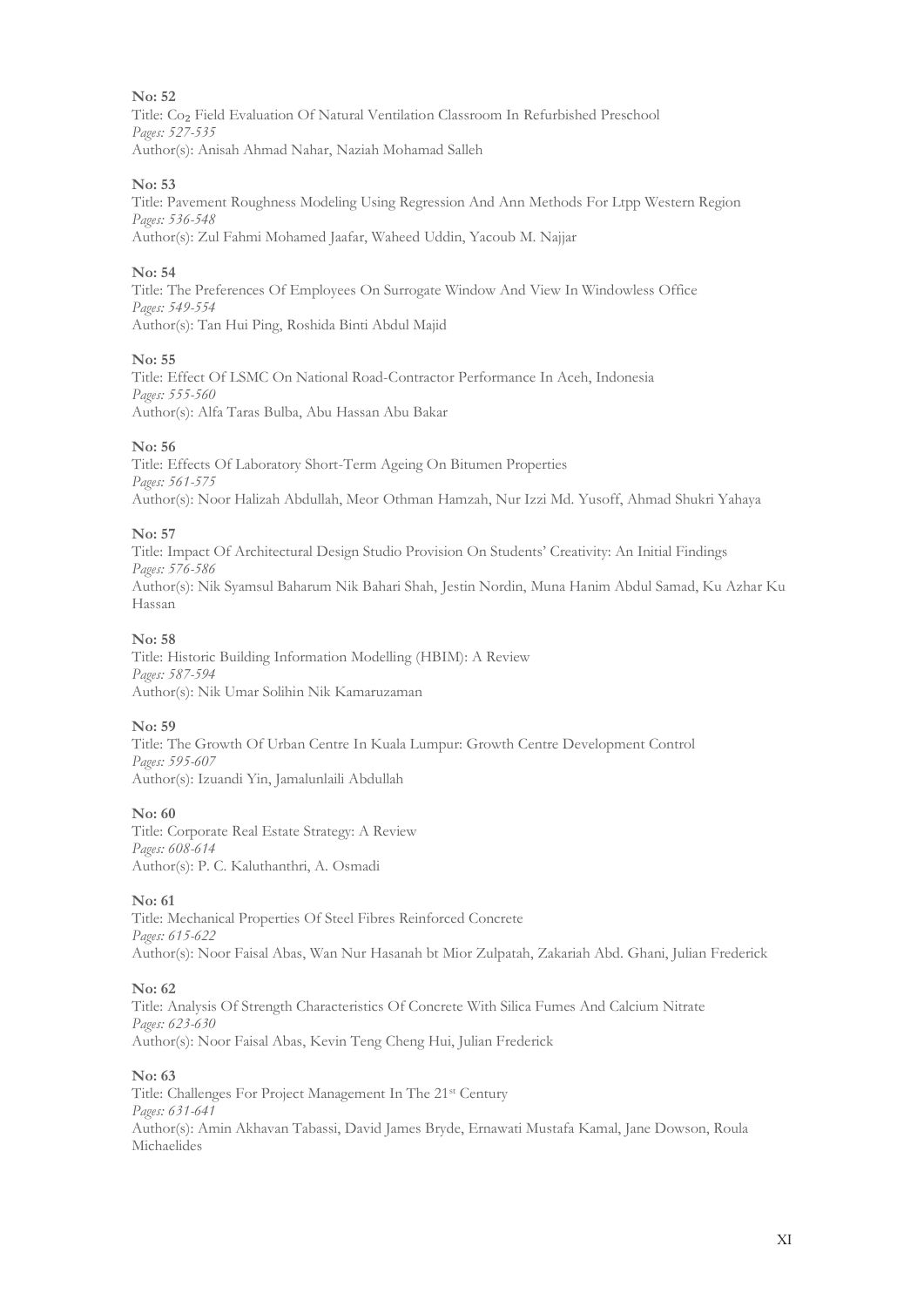**No: 52**
Title: $Co_2$ Field Evaluation Of Natural Ventilation Classroom In Refurbished Preschool
*Pages: 527-535*
Author(s): Anisah Ahmad Nahar, Naziah Mohamad Salleh

**No: 53**
Title: Pavement Roughness Modeling Using Regression And Ann Methods For Ltpp Western Region
*Pages: 536-548*
Author(s): Zul Fahmi Mohamed Jaafar, Waheed Uddin, Yacoub M. Najjar

**No: 54**
Title: The Preferences Of Employees On Surrogate Window And View In Windowless Office
*Pages: 549-554*
Author(s): Tan Hui Ping, Roshida Binti Abdul Majid

**No: 55**
Title: Effect Of LSMC On National Road-Contractor Performance In Aceh, Indonesia
*Pages: 555-560*
Author(s): Alfa Taras Bulba, Abu Hassan Abu Bakar

**No: 56**
Title: Effects Of Laboratory Short-Term Ageing On Bitumen Properties
*Pages: 561-575*
Author(s): Noor Halizah Abdullah, Meor Othman Hamzah, Nur Izzi Md. Yusoff, Ahmad Shukri Yahaya

**No: 57**
Title: Impact Of Architectural Design Studio Provision On Students' Creativity: An Initial Findings
*Pages: 576-586*
Author(s): Nik Syamsul Baharum Nik Bahari Shah, Jestin Nordin, Muna Hanim Abdul Samad, Ku Azhar Ku Hassan

**No: 58**
Title: Historic Building Information Modelling (HBIM): A Review
*Pages: 587-594*
Author(s): Nik Umar Solihin Nik Kamaruzaman

**No: 59**
Title: The Growth Of Urban Centre In Kuala Lumpur: Growth Centre Development Control
*Pages: 595-607*
Author(s): Izuandi Yin, Jamalunlaili Abdullah

**No: 60**
Title: Corporate Real Estate Strategy: A Review
*Pages: 608-614*
Author(s): P. C. Kaluthanthri, A. Osmadi

**No: 61**
Title: Mechanical Properties Of Steel Fibres Reinforced Concrete
*Pages: 615-622*
Author(s): Noor Faisal Abas, Wan Nur Hasanah bt Mior Zulpatah, Zakariah Abd. Ghani, Julian Frederick

**No: 62**
Title: Analysis Of Strength Characteristics Of Concrete With Silica Fumes And Calcium Nitrate
*Pages: 623-630*
Author(s): Noor Faisal Abas, Kevin Teng Cheng Hui, Julian Frederick

**No: 63**
Title: Challenges For Project Management In The 21st Century
*Pages: 631-641*
Author(s): Amin Akhavan Tabassi, David James Bryde, Ernawati Mustafa Kamal, Jane Dowson, Roula Michaelides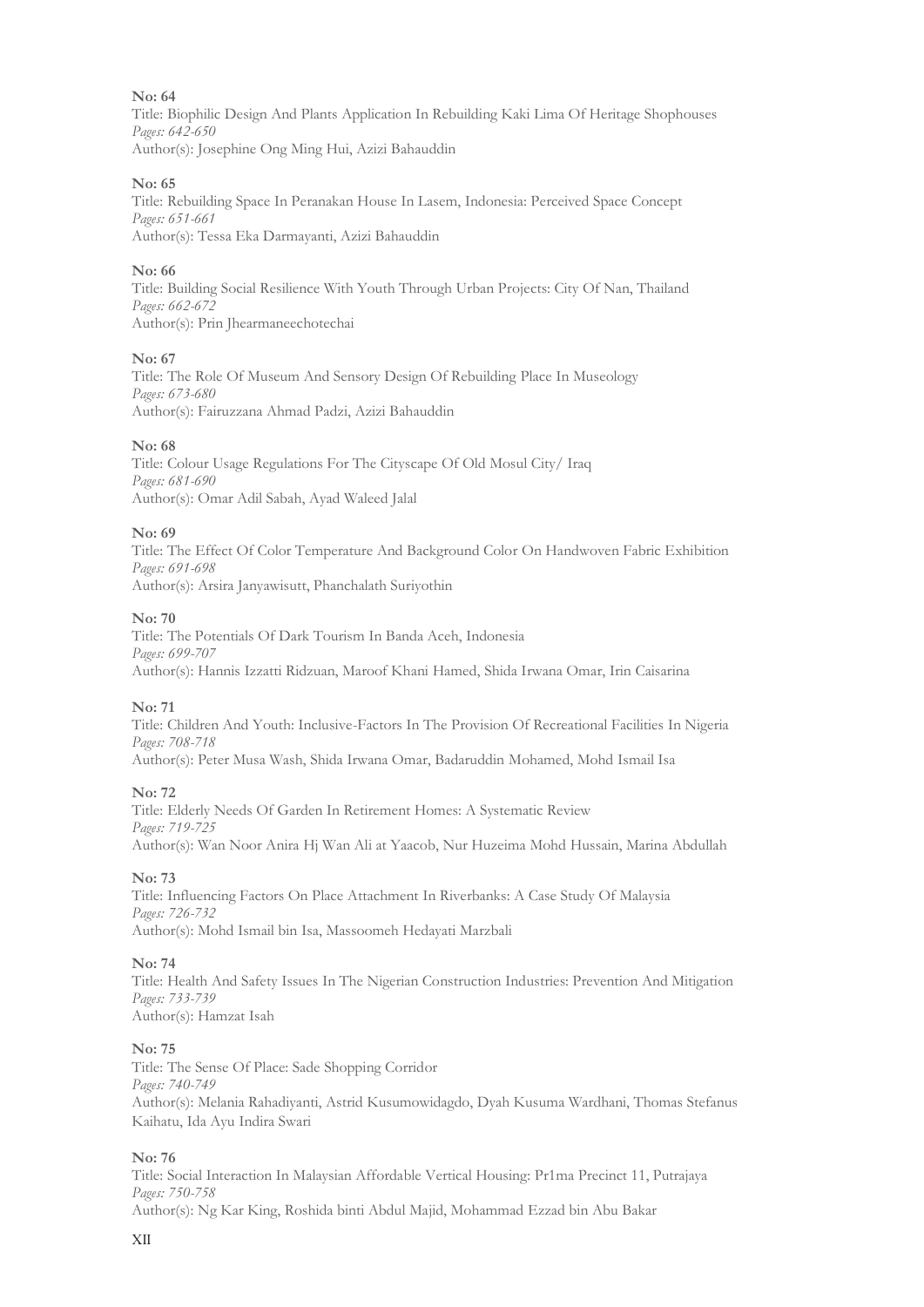**No: 64**
Title: Biophilic Design And Plants Application In Rebuilding Kaki Lima Of Heritage Shophouses
*Pages: 642-650*
Author(s): Josephine Ong Ming Hui, Azizi Bahauddin

**No: 65**
Title: Rebuilding Space In Peranakan House In Lasem, Indonesia: Perceived Space Concept
*Pages: 651-661*
Author(s): Tessa Eka Darmayanti, Azizi Bahauddin

**No: 66**
Title: Building Social Resilience With Youth Through Urban Projects: City Of Nan, Thailand
*Pages: 662-672*
Author(s): Prin Jhearmaneechotechai

**No: 67**
Title: The Role Of Museum And Sensory Design Of Rebuilding Place In Museology
*Pages: 673-680*
Author(s): Fairuzzana Ahmad Padzi, Azizi Bahauddin

**No: 68**
Title: Colour Usage Regulations For The Cityscape Of Old Mosul City/ Iraq
*Pages: 681-690*
Author(s): Omar Adil Sabah, Ayad Waleed Jalal

**No: 69**
Title: The Effect Of Color Temperature And Background Color On Handwoven Fabric Exhibition
*Pages: 691-698*
Author(s): Arsira Janyawisutt, Phanchalath Suriyothin

**No: 70**
Title: The Potentials Of Dark Tourism In Banda Aceh, Indonesia
*Pages: 699-707*
Author(s): Hannis Izzatti Ridzuan, Maroof Khani Hamed, Shida Irwana Omar, Irin Caisarina

**No: 71**
Title: Children And Youth: Inclusive-Factors In The Provision Of Recreational Facilities In Nigeria
*Pages: 708-718*
Author(s): Peter Musa Wash, Shida Irwana Omar, Badaruddin Mohamed, Mohd Ismail Isa

**No: 72**
Title: Elderly Needs Of Garden In Retirement Homes: A Systematic Review
*Pages: 719-725*
Author(s): Wan Noor Anira Hj Wan Ali at Yaacob, Nur Huzeima Mohd Hussain, Marina Abdullah

**No: 73**
Title: Influencing Factors On Place Attachment In Riverbanks: A Case Study Of Malaysia
*Pages: 726-732*
Author(s): Mohd Ismail bin Isa, Massoomeh Hedayati Marzbali

**No: 74**
Title: Health And Safety Issues In The Nigerian Construction Industries: Prevention And Mitigation
*Pages: 733-739*
Author(s): Hamzat Isah

**No: 75**
Title: The Sense Of Place: Sade Shopping Corridor
*Pages: 740-749*
Author(s): Melania Rahadiyanti, Astrid Kusumowidagdo, Dyah Kusuma Wardhani, Thomas Stefanus Kaihatu, Ida Ayu Indira Swari

**No: 76**
Title: Social Interaction In Malaysian Affordable Vertical Housing: Pr1ma Precinct 11, Putrajaya
*Pages: 750-758*
Author(s): Ng Kar King, Roshida binti Abdul Majid, Mohammad Ezzad bin Abu Bakar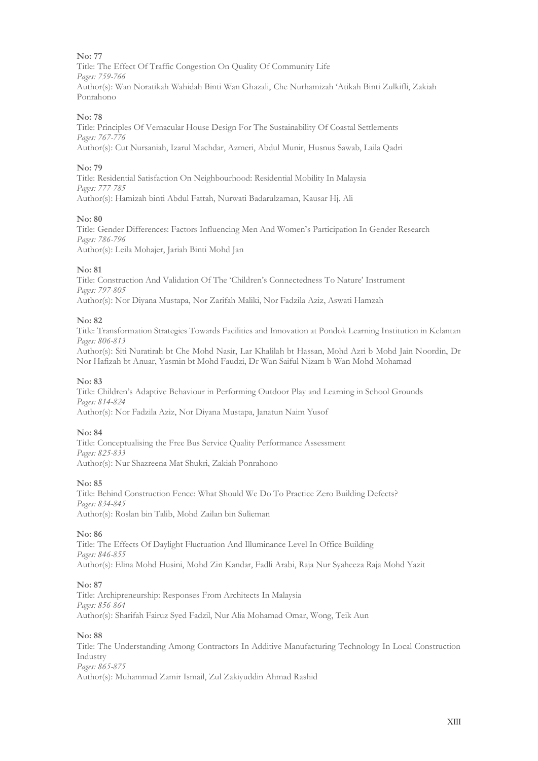**No: 77**

Title: The Effect Of Traffic Congestion On Quality Of Community Life
*Pages: 759-766*
Author(s): Wan Noratikah Wahidah Binti Wan Ghazali, Che Nurhamizah 'Atikah Binti Zulkifli, Zakiah Ponrahono

**No: 78**

Title: Principles Of Vernacular House Design For The Sustainability Of Coastal Settlements
*Pages: 767-776*
Author(s): Cut Nursaniah, Izarul Machdar, Azmeri, Abdul Munir, Husnus Sawab, Laila Qadri

**No: 79**

Title: Residential Satisfaction On Neighbourhood: Residential Mobility In Malaysia
*Pages: 777-785*
Author(s): Hamizah binti Abdul Fattah, Nurwati Badarulzaman, Kausar Hj. Ali

**No: 80**

Title: Gender Differences: Factors Influencing Men And Women's Participation In Gender Research
*Pages: 786-796*
Author(s): Leila Mohajer, Jariah Binti Mohd Jan

**No: 81**

Title: Construction And Validation Of The 'Children's Connectedness To Nature' Instrument
*Pages: 797-805*
Author(s): Nor Diyana Mustapa, Nor Zarifah Maliki, Nor Fadzila Aziz, Aswati Hamzah

**No: 82**

Title: Transformation Strategies Towards Facilities and Innovation at Pondok Learning Institution in Kelantan
*Pages: 806-813*
Author(s): Siti Nuratirah bt Che Mohd Nasir, Lar Khalilah bt Hassan, Mohd Azri b Mohd Jain Noordin, Dr Nor Hafizah bt Anuar, Yasmin bt Mohd Faudzi, Dr Wan Saiful Nizam b Wan Mohd Mohamad

**No: 83**

Title: Children's Adaptive Behaviour in Performing Outdoor Play and Learning in School Grounds
*Pages: 814-824*
Author(s): Nor Fadzila Aziz, Nor Diyana Mustapa, Janatun Naim Yusof

**No: 84**

Title: Conceptualising the Free Bus Service Quality Performance Assessment
*Pages: 825-833*
Author(s): Nur Shazreena Mat Shukri, Zakiah Ponrahono

**No: 85**

Title: Behind Construction Fence: What Should We Do To Practice Zero Building Defects?
*Pages: 834-845*
Author(s): Roslan bin Talib, Mohd Zailan bin Sulieman

**No: 86**

Title: The Effects Of Daylight Fluctuation And Illuminance Level In Office Building
*Pages: 846-855*
Author(s): Elina Mohd Husini, Mohd Zin Kandar, Fadli Arabi, Raja Nur Syaheeza Raja Mohd Yazit

**No: 87**

Title: Archipreneurship: Responses From Architects In Malaysia
*Pages: 856-864*
Author(s): Sharifah Fairuz Syed Fadzil, Nur Alia Mohamad Omar, Wong, Teik Aun

**No: 88**

Title: The Understanding Among Contractors In Additive Manufacturing Technology In Local Construction Industry
*Pages: 865-875*
Author(s): Muhammad Zamir Ismail, Zul Zakiyuddin Ahmad Rashid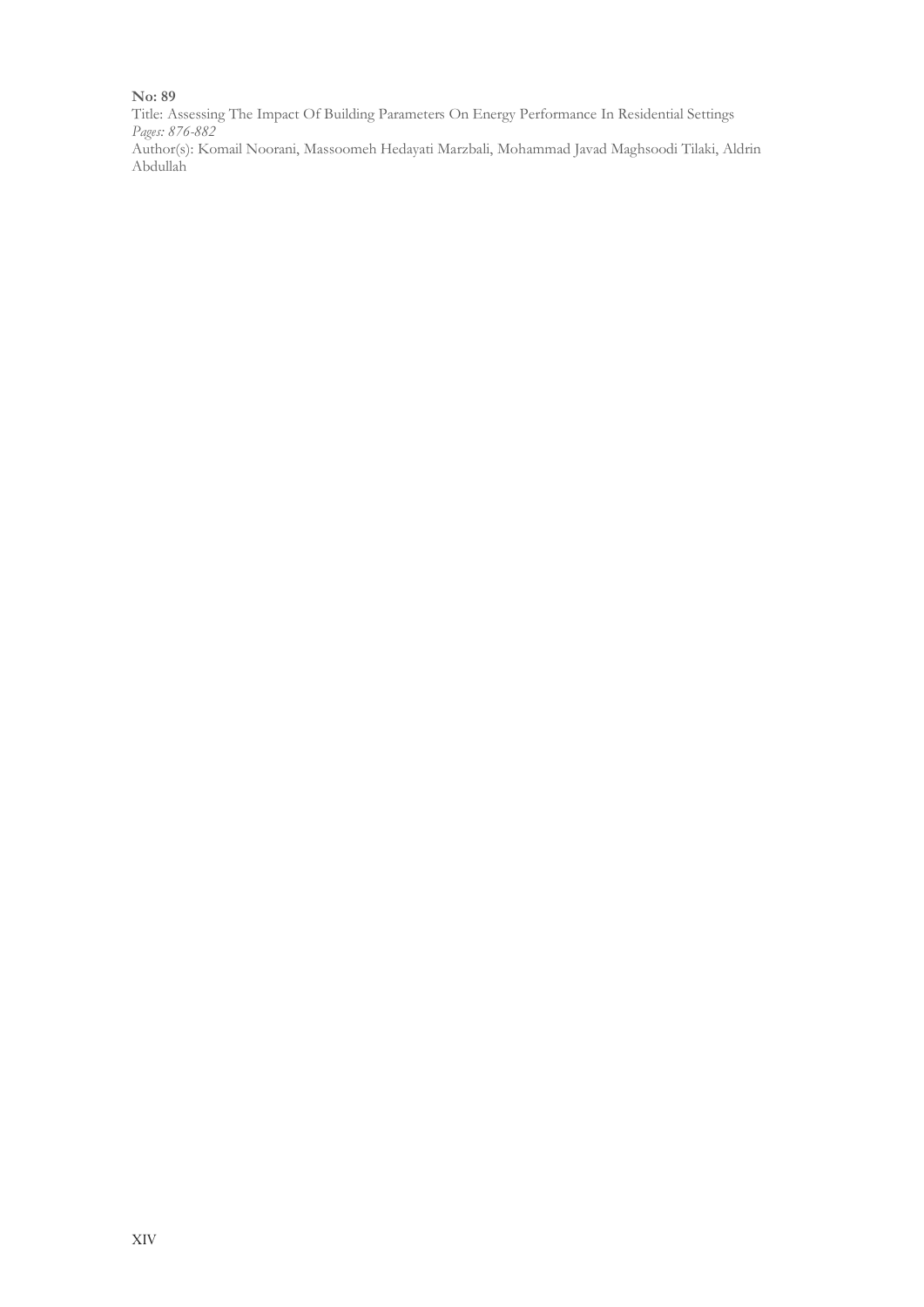**No: 89**

Title: Assessing The Impact Of Building Parameters On Energy Performance In Residential Settings

*Pages: 876-882*

Author(s): Komail Noorani, Massoomeh Hedayati Marzbali, Mohammad Javad Maghsoodi Tilaki, Aldrin Abdullah